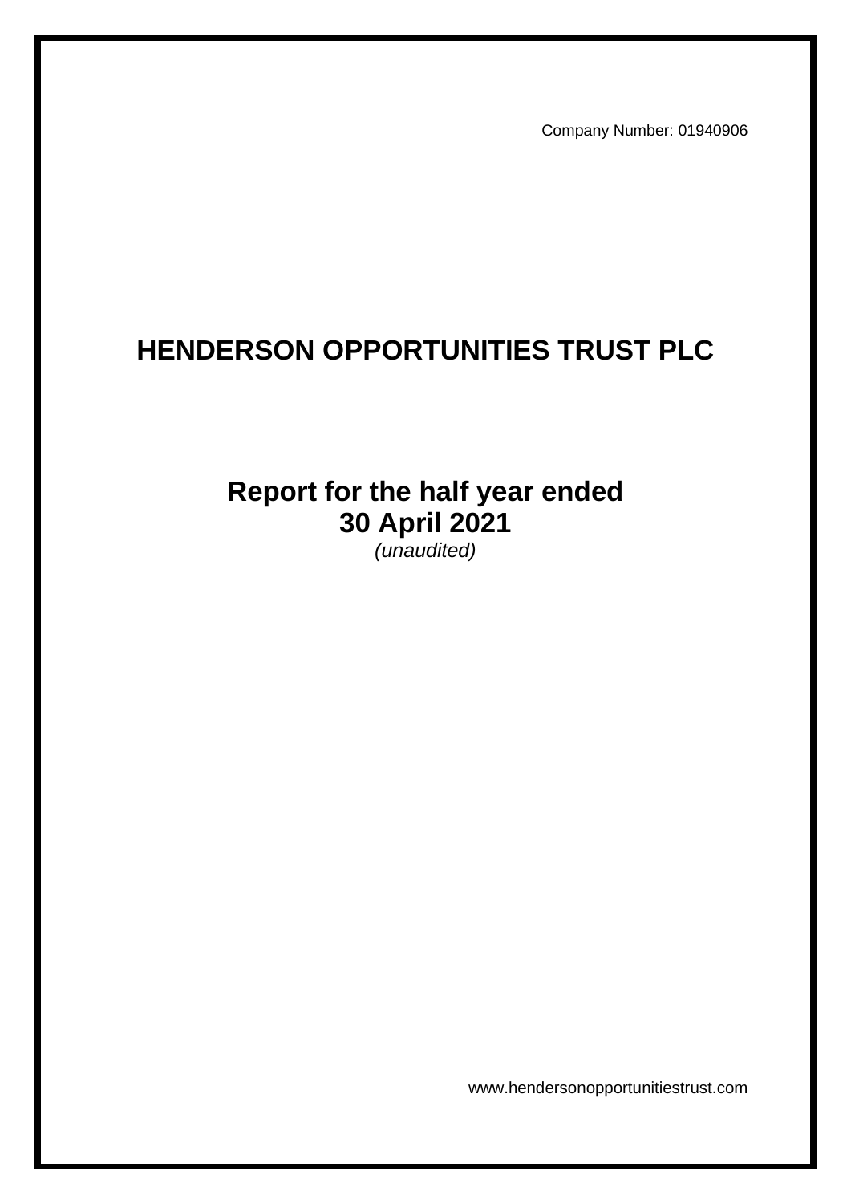Company Number: 01940906

# HENDERSON OPPORTUNITIES TRUST PLC

## Report for the half year ended 30 April 2021

*(unaudited)*

www.hendersonopportunitiestrust.com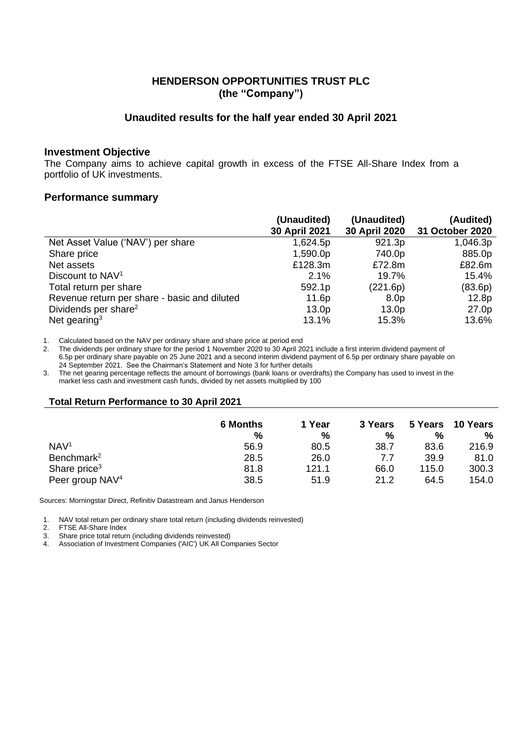## HENDERSON OPPORTUNITIES TRUST PLC
## (the "Company")

### Unaudited results for the half year ended 30 April 2021

### Investment Objective

The Company aims to achieve capital growth in excess of the FTSE All-Share Index from a portfolio of UK investments.

### Performance summary

| | (Unaudited) 30 April 2021 | (Unaudited) 30 April 2020 | (Audited) 31 October 2020 |
|---|---|---|---|
| Net Asset Value ('NAV') per share | 1,624.5p | 921.3p | 1,046.3p |
| Share price | 1,590.0p | 740.0p | 885.0p |
| Net assets | £128.3m | £72.8m | £82.6m |
| Discount to NAV[1] | 2.1% | 19.7% | 15.4% |
| Total return per share | 592.1p | (221.6p) | (83.6p) |
| Revenue return per share - basic and diluted | 11.6p | 8.0p | 12.8p |
| Dividends per share[2] | 13.0p | 13.0p | 27.0p |
| Net gearing[3] | 13.1% | 15.3% | 13.6% |

1. Calculated based on the NAV per ordinary share and share price at period end
2. The dividends per ordinary share for the period 1 November 2020 to 30 April 2021 include a first interim dividend payment of 6.5p per ordinary share payable on 25 June 2021 and a second interim dividend payment of 6.5p per ordinary share payable on 24 September 2021. See the Chairman's Statement and Note 3 for further details
3. The net gearing percentage reflects the amount of borrowings (bank loans or overdrafts) the Company has used to invest in the market less cash and investment cash funds, divided by net assets multiplied by 100

### Total Return Performance to 30 April 2021

| | 6 Months % | 1 Year % | 3 Years % | 5 Years % | 10 Years % |
|---|---|---|---|---|---|
| NAV[1] | 56.9 | 80.5 | 38.7 | 83.6 | 216.9 |
| Benchmark[2] | 28.5 | 26.0 | 7.7 | 39.9 | 81.0 |
| Share price[3] | 81.8 | 121.1 | 66.0 | 115.0 | 300.3 |
| Peer group NAV[4] | 38.5 | 51.9 | 21.2 | 64.5 | 154.0 |

Sources: Morningstar Direct, Refinitiv Datastream and Janus Henderson

1. NAV total return per ordinary share total return (including dividends reinvested)
2. FTSE All-Share Index
3. Share price total return (including dividends reinvested)
4. Association of Investment Companies ('AIC') UK All Companies Sector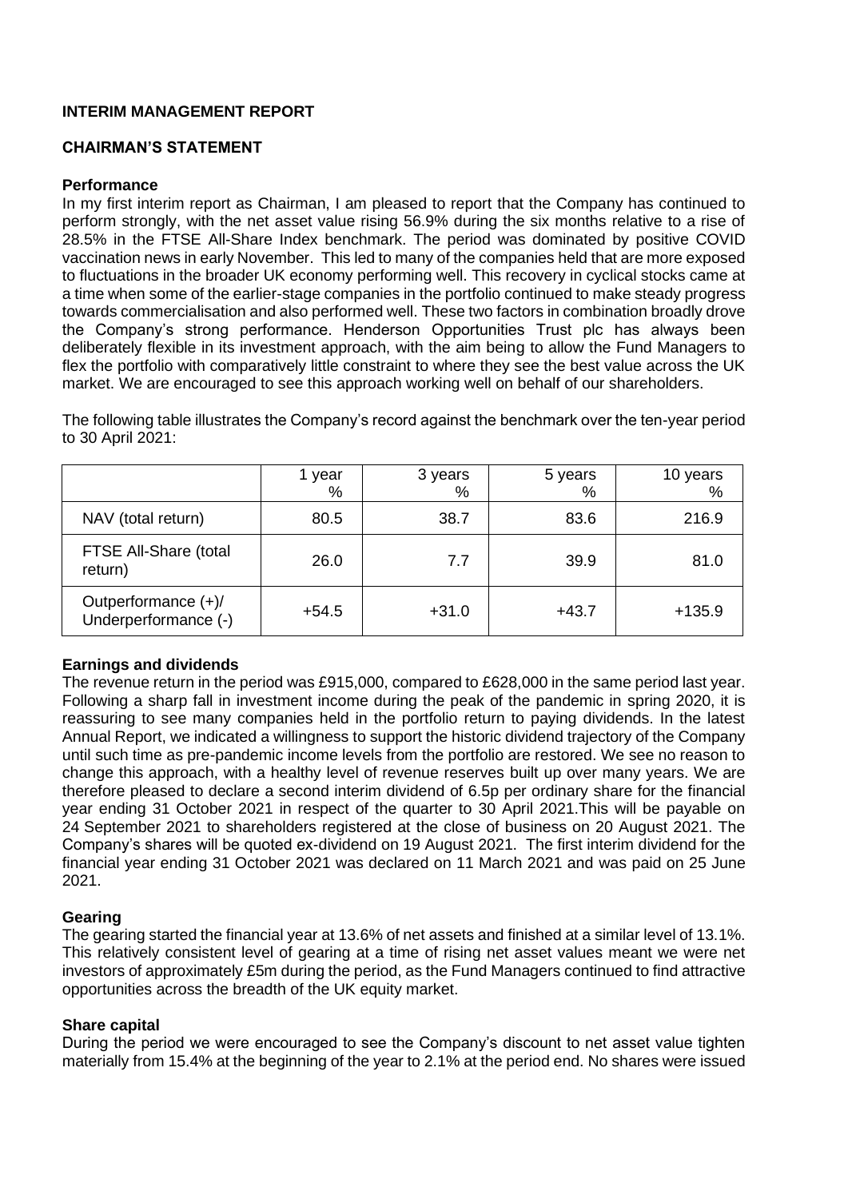# INTERIM MANAGEMENT REPORT

## CHAIRMAN'S STATEMENT

### Performance

In my first interim report as Chairman, I am pleased to report that the Company has continued to perform strongly, with the net asset value rising 56.9% during the six months relative to a rise of 28.5% in the FTSE All-Share Index benchmark. The period was dominated by positive COVID vaccination news in early November. This led to many of the companies held that are more exposed to fluctuations in the broader UK economy performing well. This recovery in cyclical stocks came at a time when some of the earlier-stage companies in the portfolio continued to make steady progress towards commercialisation and also performed well. These two factors in combination broadly drove the Company's strong performance. Henderson Opportunities Trust plc has always been deliberately flexible in its investment approach, with the aim being to allow the Fund Managers to flex the portfolio with comparatively little constraint to where they see the best value across the UK market. We are encouraged to see this approach working well on behalf of our shareholders.

The following table illustrates the Company's record against the benchmark over the ten-year period to 30 April 2021:

| | 1 year % | 3 years % | 5 years % | 10 years % |
|---|---|---|---|---|
| NAV (total return) | 80.5 | 38.7 | 83.6 | 216.9 |
| FTSE All-Share (total return) | 26.0 | 7.7 | 39.9 | 81.0 |
| Outperformance (+)/ Underperformance (-) | +54.5 | +31.0 | +43.7 | +135.9 |

### Earnings and dividends

The revenue return in the period was £915,000, compared to £628,000 in the same period last year. Following a sharp fall in investment income during the peak of the pandemic in spring 2020, it is reassuring to see many companies held in the portfolio return to paying dividends. In the latest Annual Report, we indicated a willingness to support the historic dividend trajectory of the Company until such time as pre-pandemic income levels from the portfolio are restored. We see no reason to change this approach, with a healthy level of revenue reserves built up over many years. We are therefore pleased to declare a second interim dividend of 6.5p per ordinary share for the financial year ending 31 October 2021 in respect of the quarter to 30 April 2021.This will be payable on 24 September 2021 to shareholders registered at the close of business on 20 August 2021. The Company's shares will be quoted ex-dividend on 19 August 2021. The first interim dividend for the financial year ending 31 October 2021 was declared on 11 March 2021 and was paid on 25 June 2021.

### Gearing

The gearing started the financial year at 13.6% of net assets and finished at a similar level of 13.1%. This relatively consistent level of gearing at a time of rising net asset values meant we were net investors of approximately £5m during the period, as the Fund Managers continued to find attractive opportunities across the breadth of the UK equity market.

### Share capital

During the period we were encouraged to see the Company's discount to net asset value tighten materially from 15.4% at the beginning of the year to 2.1% at the period end. No shares were issued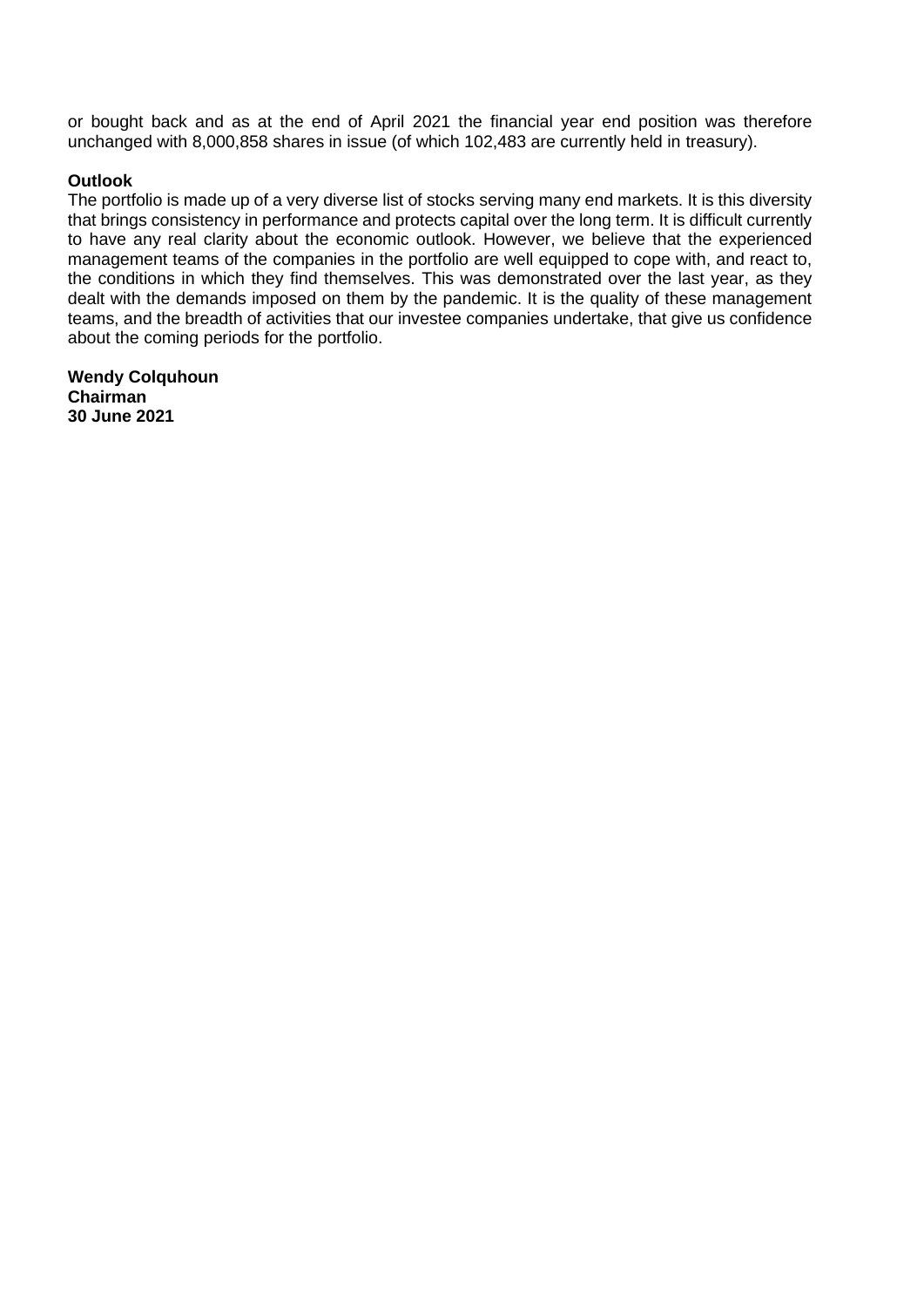or bought back and as at the end of April 2021 the financial year end position was therefore unchanged with 8,000,858 shares in issue (of which 102,483 are currently held in treasury).

**Outlook**

The portfolio is made up of a very diverse list of stocks serving many end markets. It is this diversity that brings consistency in performance and protects capital over the long term. It is difficult currently to have any real clarity about the economic outlook. However, we believe that the experienced management teams of the companies in the portfolio are well equipped to cope with, and react to, the conditions in which they find themselves. This was demonstrated over the last year, as they dealt with the demands imposed on them by the pandemic. It is the quality of these management teams, and the breadth of activities that our investee companies undertake, that give us confidence about the coming periods for the portfolio.

**Wendy Colquhoun**
**Chairman**
**30 June 2021**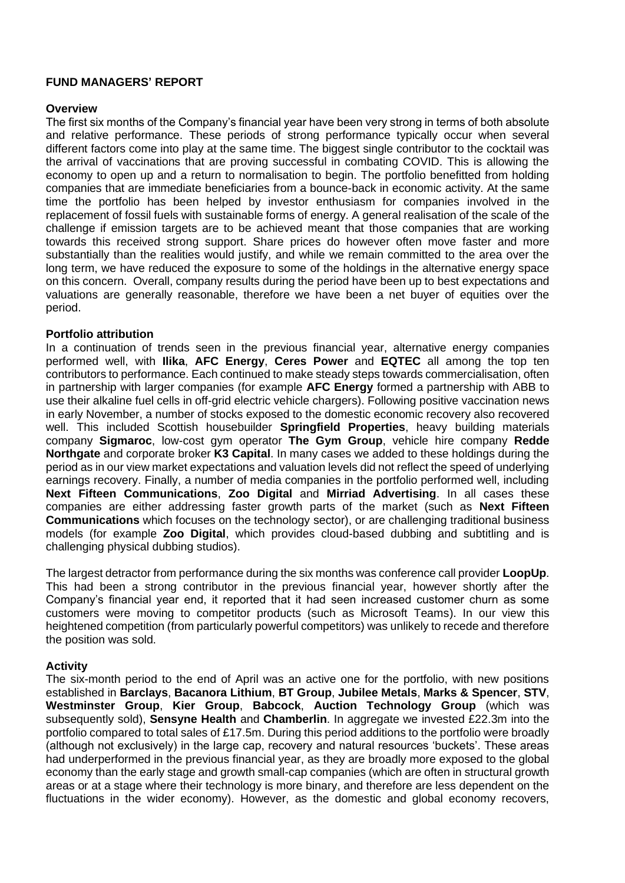# FUND MANAGERS' REPORT

## Overview

The first six months of the Company's financial year have been very strong in terms of both absolute and relative performance. These periods of strong performance typically occur when several different factors come into play at the same time. The biggest single contributor to the cocktail was the arrival of vaccinations that are proving successful in combating COVID. This is allowing the economy to open up and a return to normalisation to begin. The portfolio benefitted from holding companies that are immediate beneficiaries from a bounce-back in economic activity. At the same time the portfolio has been helped by investor enthusiasm for companies involved in the replacement of fossil fuels with sustainable forms of energy. A general realisation of the scale of the challenge if emission targets are to be achieved meant that those companies that are working towards this received strong support. Share prices do however often move faster and more substantially than the realities would justify, and while we remain committed to the area over the long term, we have reduced the exposure to some of the holdings in the alternative energy space on this concern. Overall, company results during the period have been up to best expectations and valuations are generally reasonable, therefore we have been a net buyer of equities over the period.

## Portfolio attribution

In a continuation of trends seen in the previous financial year, alternative energy companies performed well, with **Ilika**, **AFC Energy**, **Ceres Power** and **EQTEC** all among the top ten contributors to performance. Each continued to make steady steps towards commercialisation, often in partnership with larger companies (for example **AFC Energy** formed a partnership with ABB to use their alkaline fuel cells in off-grid electric vehicle chargers). Following positive vaccination news in early November, a number of stocks exposed to the domestic economic recovery also recovered well. This included Scottish housebuilder **Springfield Properties**, heavy building materials company **Sigmaroc**, low-cost gym operator **The Gym Group**, vehicle hire company **Redde Northgate** and corporate broker **K3 Capital**. In many cases we added to these holdings during the period as in our view market expectations and valuation levels did not reflect the speed of underlying earnings recovery. Finally, a number of media companies in the portfolio performed well, including **Next Fifteen Communications**, **Zoo Digital** and **Mirriad Advertising**. In all cases these companies are either addressing faster growth parts of the market (such as **Next Fifteen Communications** which focuses on the technology sector), or are challenging traditional business models (for example **Zoo Digital**, which provides cloud-based dubbing and subtitling and is challenging physical dubbing studios).

The largest detractor from performance during the six months was conference call provider **LoopUp**. This had been a strong contributor in the previous financial year, however shortly after the Company's financial year end, it reported that it had seen increased customer churn as some customers were moving to competitor products (such as Microsoft Teams). In our view this heightened competition (from particularly powerful competitors) was unlikely to recede and therefore the position was sold.

## Activity

The six-month period to the end of April was an active one for the portfolio, with new positions established in **Barclays**, **Bacanora Lithium**, **BT Group**, **Jubilee Metals**, **Marks & Spencer**, **STV**, **Westminster Group**, **Kier Group**, **Babcock**, **Auction Technology Group** (which was subsequently sold), **Sensyne Health** and **Chamberlin**. In aggregate we invested £22.3m into the portfolio compared to total sales of £17.5m. During this period additions to the portfolio were broadly (although not exclusively) in the large cap, recovery and natural resources 'buckets'. These areas had underperformed in the previous financial year, as they are broadly more exposed to the global economy than the early stage and growth small-cap companies (which are often in structural growth areas or at a stage where their technology is more binary, and therefore are less dependent on the fluctuations in the wider economy). However, as the domestic and global economy recovers,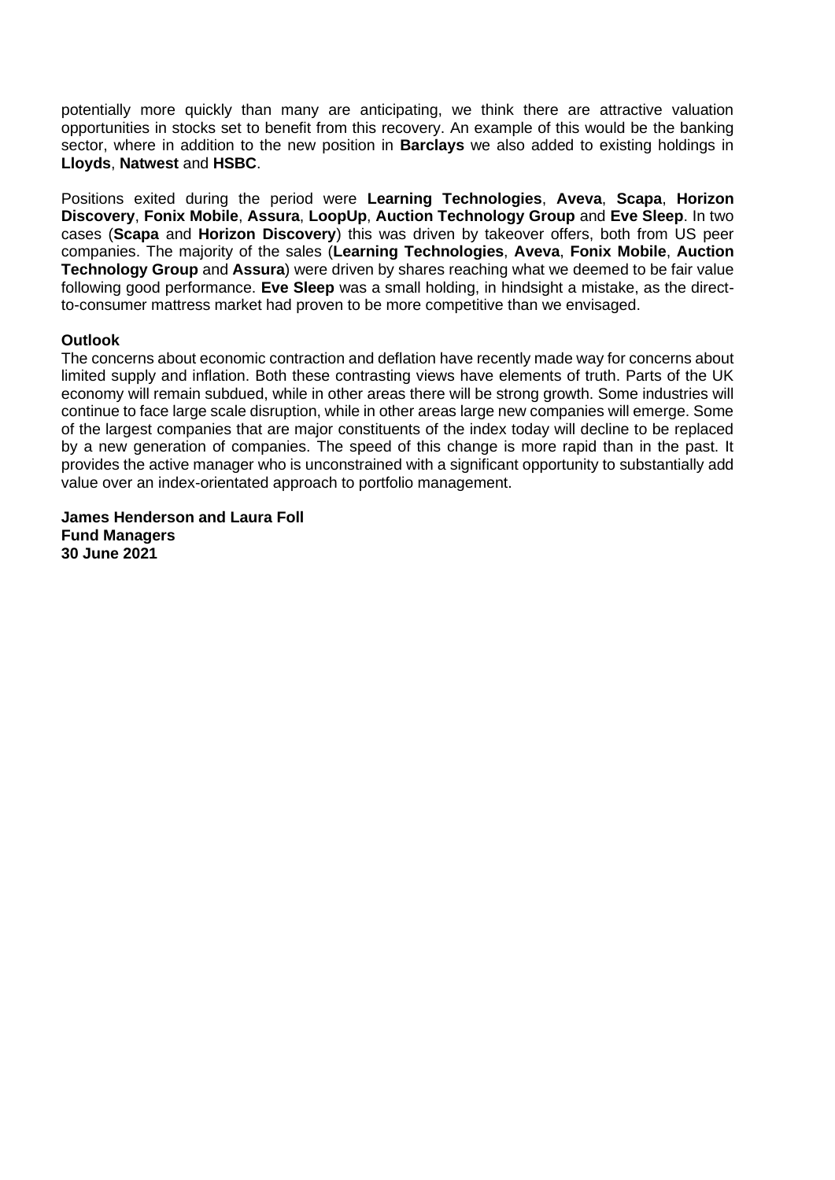potentially more quickly than many are anticipating, we think there are attractive valuation opportunities in stocks set to benefit from this recovery. An example of this would be the banking sector, where in addition to the new position in **Barclays** we also added to existing holdings in **Lloyds**, **Natwest** and **HSBC**.

Positions exited during the period were **Learning Technologies**, **Aveva**, **Scapa**, **Horizon Discovery**, **Fonix Mobile**, **Assura**, **LoopUp**, **Auction Technology Group** and **Eve Sleep**. In two cases (**Scapa** and **Horizon Discovery**) this was driven by takeover offers, both from US peer companies. The majority of the sales (**Learning Technologies**, **Aveva**, **Fonix Mobile**, **Auction Technology Group** and **Assura**) were driven by shares reaching what we deemed to be fair value following good performance. **Eve Sleep** was a small holding, in hindsight a mistake, as the direct-to-consumer mattress market had proven to be more competitive than we envisaged.

**Outlook**

The concerns about economic contraction and deflation have recently made way for concerns about limited supply and inflation. Both these contrasting views have elements of truth. Parts of the UK economy will remain subdued, while in other areas there will be strong growth. Some industries will continue to face large scale disruption, while in other areas large new companies will emerge. Some of the largest companies that are major constituents of the index today will decline to be replaced by a new generation of companies. The speed of this change is more rapid than in the past. It provides the active manager who is unconstrained with a significant opportunity to substantially add value over an index-orientated approach to portfolio management.

**James Henderson and Laura Foll**
**Fund Managers**
**30 June 2021**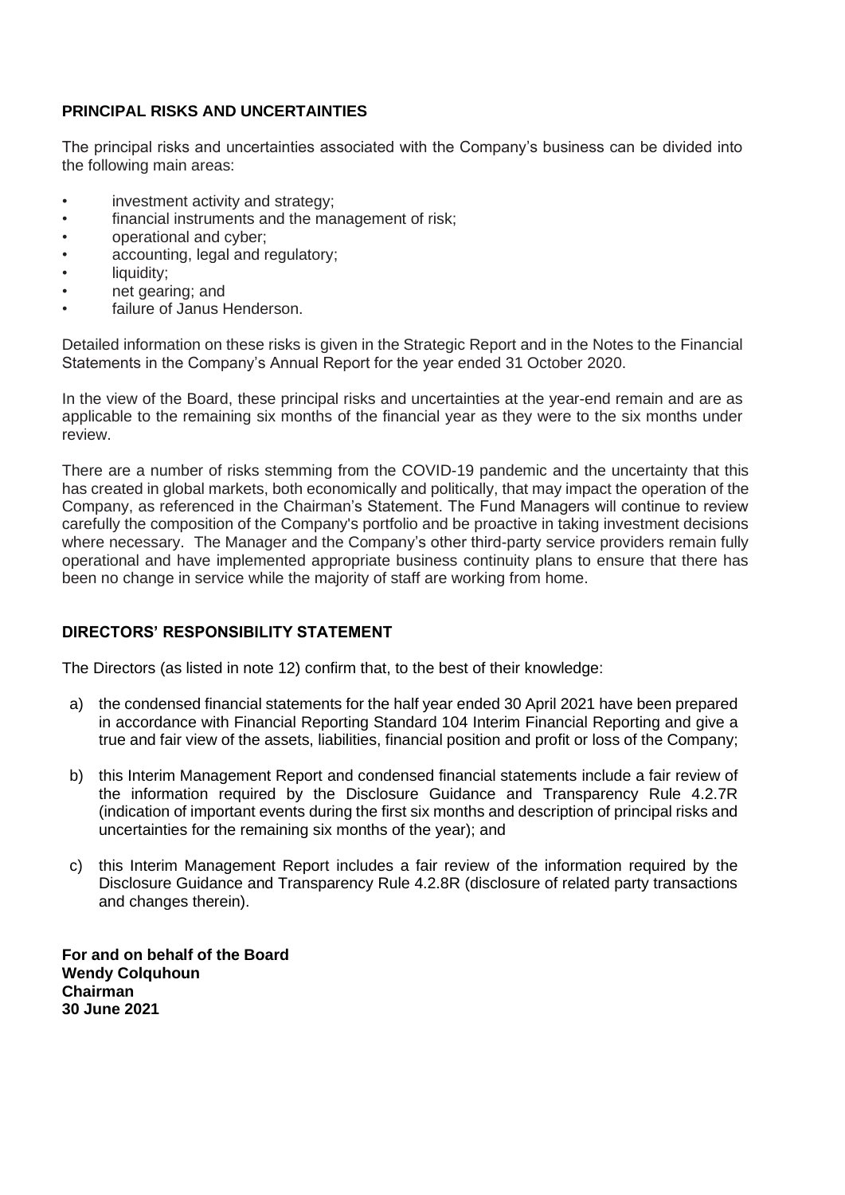## PRINCIPAL RISKS AND UNCERTAINTIES

The principal risks and uncertainties associated with the Company's business can be divided into the following main areas:

- investment activity and strategy;
- financial instruments and the management of risk;
- operational and cyber;
- accounting, legal and regulatory;
- liquidity;
- net gearing; and
- failure of Janus Henderson.

Detailed information on these risks is given in the Strategic Report and in the Notes to the Financial Statements in the Company's Annual Report for the year ended 31 October 2020.

In the view of the Board, these principal risks and uncertainties at the year-end remain and are as applicable to the remaining six months of the financial year as they were to the six months under review.

There are a number of risks stemming from the COVID-19 pandemic and the uncertainty that this has created in global markets, both economically and politically, that may impact the operation of the Company, as referenced in the Chairman's Statement. The Fund Managers will continue to review carefully the composition of the Company's portfolio and be proactive in taking investment decisions where necessary. The Manager and the Company's other third-party service providers remain fully operational and have implemented appropriate business continuity plans to ensure that there has been no change in service while the majority of staff are working from home.

## DIRECTORS' RESPONSIBILITY STATEMENT

The Directors (as listed in note 12) confirm that, to the best of their knowledge:

a) the condensed financial statements for the half year ended 30 April 2021 have been prepared in accordance with Financial Reporting Standard 104 Interim Financial Reporting and give a true and fair view of the assets, liabilities, financial position and profit or loss of the Company;

b) this Interim Management Report and condensed financial statements include a fair review of the information required by the Disclosure Guidance and Transparency Rule 4.2.7R (indication of important events during the first six months and description of principal risks and uncertainties for the remaining six months of the year); and

c) this Interim Management Report includes a fair review of the information required by the Disclosure Guidance and Transparency Rule 4.2.8R (disclosure of related party transactions and changes therein).

**For and on behalf of the Board**
**Wendy Colquhoun**
**Chairman**
**30 June 2021**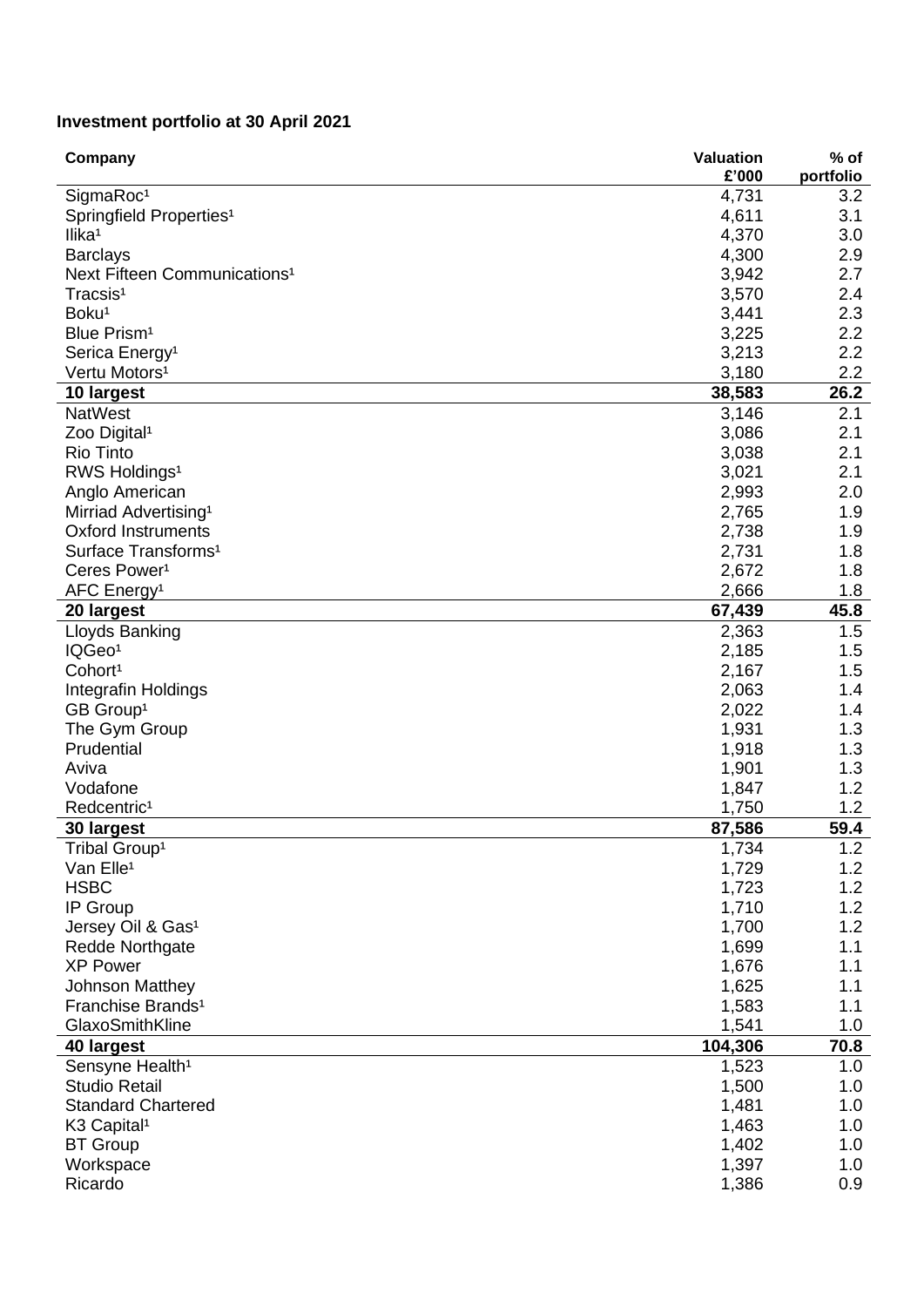**Investment portfolio at 30 April 2021**

| Company | Valuation £'000 | % of portfolio |
|---|---|---|
| SigmaRoc[1] | 4,731 | 3.2 |
| Springfield Properties[1] | 4,611 | 3.1 |
| Ilika[1] | 4,370 | 3.0 |
| Barclays | 4,300 | 2.9 |
| Next Fifteen Communications[1] | 3,942 | 2.7 |
| Tracsis[1] | 3,570 | 2.4 |
| Boku[1] | 3,441 | 2.3 |
| Blue Prism[1] | 3,225 | 2.2 |
| Serica Energy[1] | 3,213 | 2.2 |
| Vertu Motors[1] | 3,180 | 2.2 |
| **10 largest** | **38,583** | **26.2** |
| NatWest | 3,146 | 2.1 |
| Zoo Digital[1] | 3,086 | 2.1 |
| Rio Tinto | 3,038 | 2.1 |
| RWS Holdings[1] | 3,021 | 2.1 |
| Anglo American | 2,993 | 2.0 |
| Mirriad Advertising[1] | 2,765 | 1.9 |
| Oxford Instruments | 2,738 | 1.9 |
| Surface Transforms[1] | 2,731 | 1.8 |
| Ceres Power[1] | 2,672 | 1.8 |
| AFC Energy[1] | 2,666 | 1.8 |
| **20 largest** | **67,439** | **45.8** |
| Lloyds Banking | 2,363 | 1.5 |
| IQGeo[1] | 2,185 | 1.5 |
| Cohort[1] | 2,167 | 1.5 |
| Integrafin Holdings | 2,063 | 1.4 |
| GB Group[1] | 2,022 | 1.4 |
| The Gym Group | 1,931 | 1.3 |
| Prudential | 1,918 | 1.3 |
| Aviva | 1,901 | 1.3 |
| Vodafone | 1,847 | 1.2 |
| Redcentric[1] | 1,750 | 1.2 |
| **30 largest** | **87,586** | **59.4** |
| Tribal Group[1] | 1,734 | 1.2 |
| Van Elle[1] | 1,729 | 1.2 |
| HSBC | 1,723 | 1.2 |
| IP Group | 1,710 | 1.2 |
| Jersey Oil & Gas[1] | 1,700 | 1.2 |
| Redde Northgate | 1,699 | 1.1 |
| XP Power | 1,676 | 1.1 |
| Johnson Matthey | 1,625 | 1.1 |
| Franchise Brands[1] | 1,583 | 1.1 |
| GlaxoSmithKline | 1,541 | 1.0 |
| **40 largest** | **104,306** | **70.8** |
| Sensyne Health[1] | 1,523 | 1.0 |
| Studio Retail | 1,500 | 1.0 |
| Standard Chartered | 1,481 | 1.0 |
| K3 Capital[1] | 1,463 | 1.0 |
| BT Group | 1,402 | 1.0 |
| Workspace | 1,397 | 1.0 |
| Ricardo | 1,386 | 0.9 |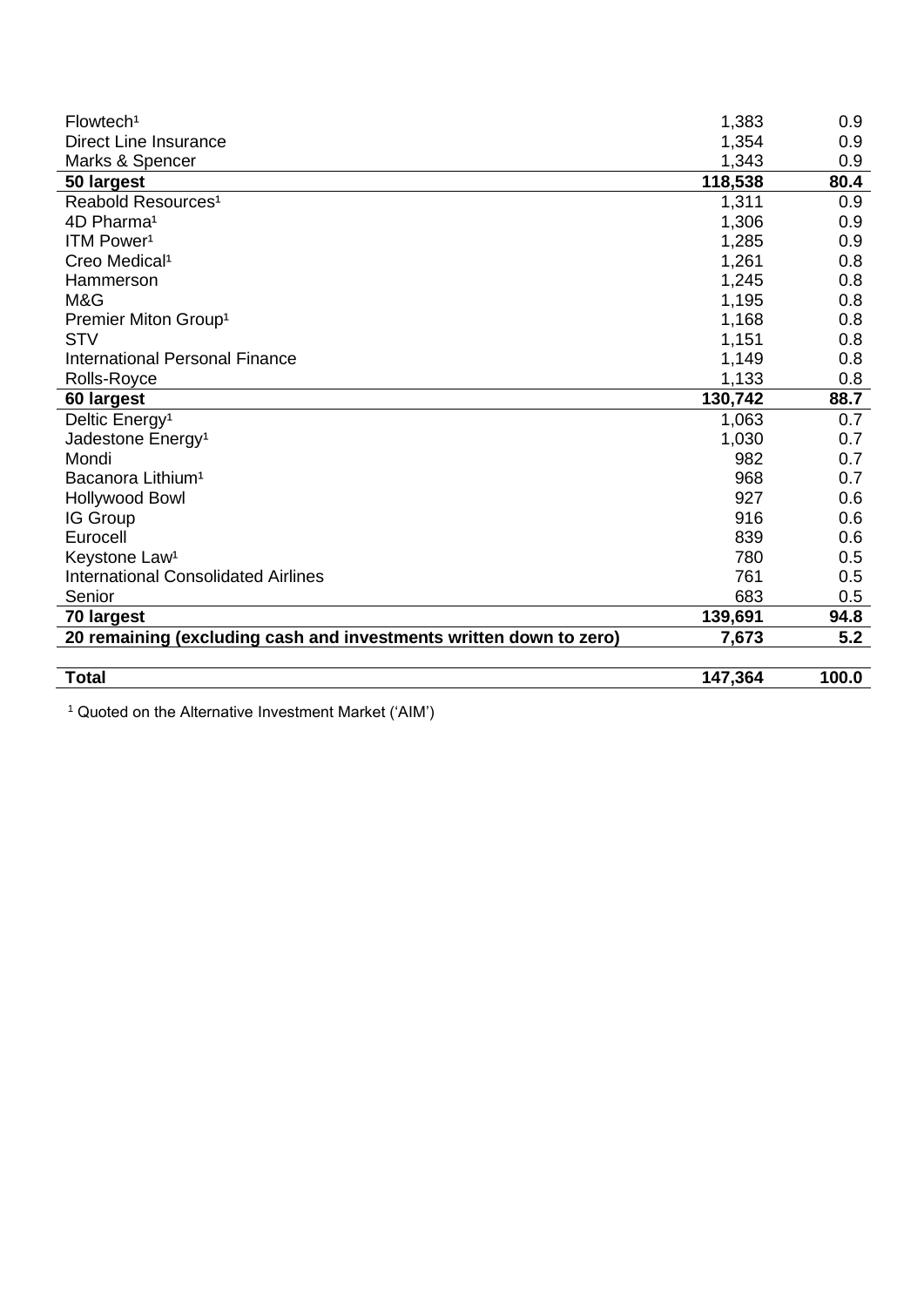| | | |
|---|---|---|
| Flowtech[1] | 1,383 | 0.9 |
| Direct Line Insurance | 1,354 | 0.9 |
| Marks & Spencer | 1,343 | 0.9 |
| **50 largest** | **118,538** | **80.4** |
| Reabold Resources[1] | 1,311 | 0.9 |
| 4D Pharma[1] | 1,306 | 0.9 |
| ITM Power[1] | 1,285 | 0.9 |
| Creo Medical[1] | 1,261 | 0.8 |
| Hammerson | 1,245 | 0.8 |
| M&G | 1,195 | 0.8 |
| Premier Miton Group[1] | 1,168 | 0.8 |
| STV | 1,151 | 0.8 |
| International Personal Finance | 1,149 | 0.8 |
| Rolls-Royce | 1,133 | 0.8 |
| **60 largest** | **130,742** | **88.7** |
| Deltic Energy[1] | 1,063 | 0.7 |
| Jadestone Energy[1] | 1,030 | 0.7 |
| Mondi | 982 | 0.7 |
| Bacanora Lithium[1] | 968 | 0.7 |
| Hollywood Bowl | 927 | 0.6 |
| IG Group | 916 | 0.6 |
| Eurocell | 839 | 0.6 |
| Keystone Law[1] | 780 | 0.5 |
| International Consolidated Airlines | 761 | 0.5 |
| Senior | 683 | 0.5 |
| **70 largest** | **139,691** | **94.8** |
| **20 remaining (excluding cash and investments written down to zero)** | **7,673** | **5.2** |
| | | |
| **Total** | **147,364** | **100.0** |

[1] Quoted on the Alternative Investment Market ('AIM')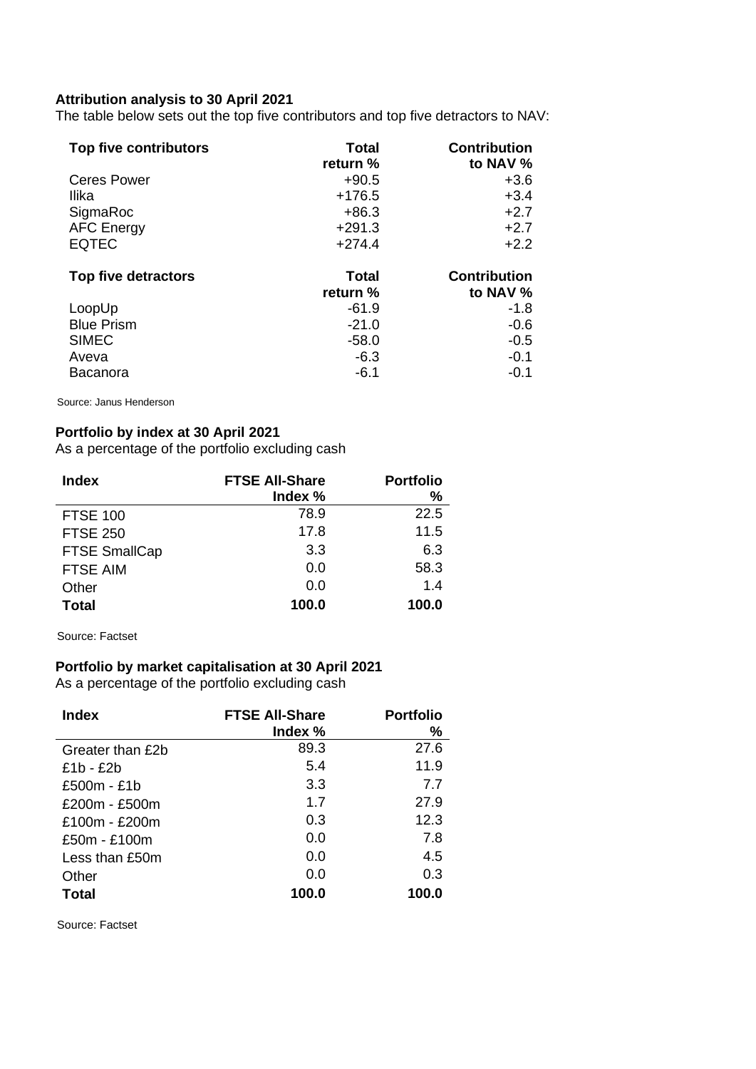**Attribution analysis to 30 April 2021**

The table below sets out the top five contributors and top five detractors to NAV:

| Top five contributors | Total return % | Contribution to NAV % |
|---|---|---|
| Ceres Power | +90.5 | +3.6 |
| Ilika | +176.5 | +3.4 |
| SigmaRoc | +86.3 | +2.7 |
| AFC Energy | +291.3 | +2.7 |
| EQTEC | +274.4 | +2.2 |

| Top five detractors | Total return % | Contribution to NAV % |
|---|---|---|
| LoopUp | -61.9 | -1.8 |
| Blue Prism | -21.0 | -0.6 |
| SIMEC | -58.0 | -0.5 |
| Aveva | -6.3 | -0.1 |
| Bacanora | -6.1 | -0.1 |

Source: Janus Henderson

**Portfolio by index at 30 April 2021**

As a percentage of the portfolio excluding cash

| Index | FTSE All-Share Index % | Portfolio % |
|---|---|---|
| FTSE 100 | 78.9 | 22.5 |
| FTSE 250 | 17.8 | 11.5 |
| FTSE SmallCap | 3.3 | 6.3 |
| FTSE AIM | 0.0 | 58.3 |
| Other | 0.0 | 1.4 |
| **Total** | **100.0** | **100.0** |

Source: Factset

**Portfolio by market capitalisation at 30 April 2021**

As a percentage of the portfolio excluding cash

| Index | FTSE All-Share Index % | Portfolio % |
|---|---|---|
| Greater than £2b | 89.3 | 27.6 |
| £1b - £2b | 5.4 | 11.9 |
| £500m - £1b | 3.3 | 7.7 |
| £200m - £500m | 1.7 | 27.9 |
| £100m - £200m | 0.3 | 12.3 |
| £50m - £100m | 0.0 | 7.8 |
| Less than £50m | 0.0 | 4.5 |
| Other | 0.0 | 0.3 |
| **Total** | **100.0** | **100.0** |

Source: Factset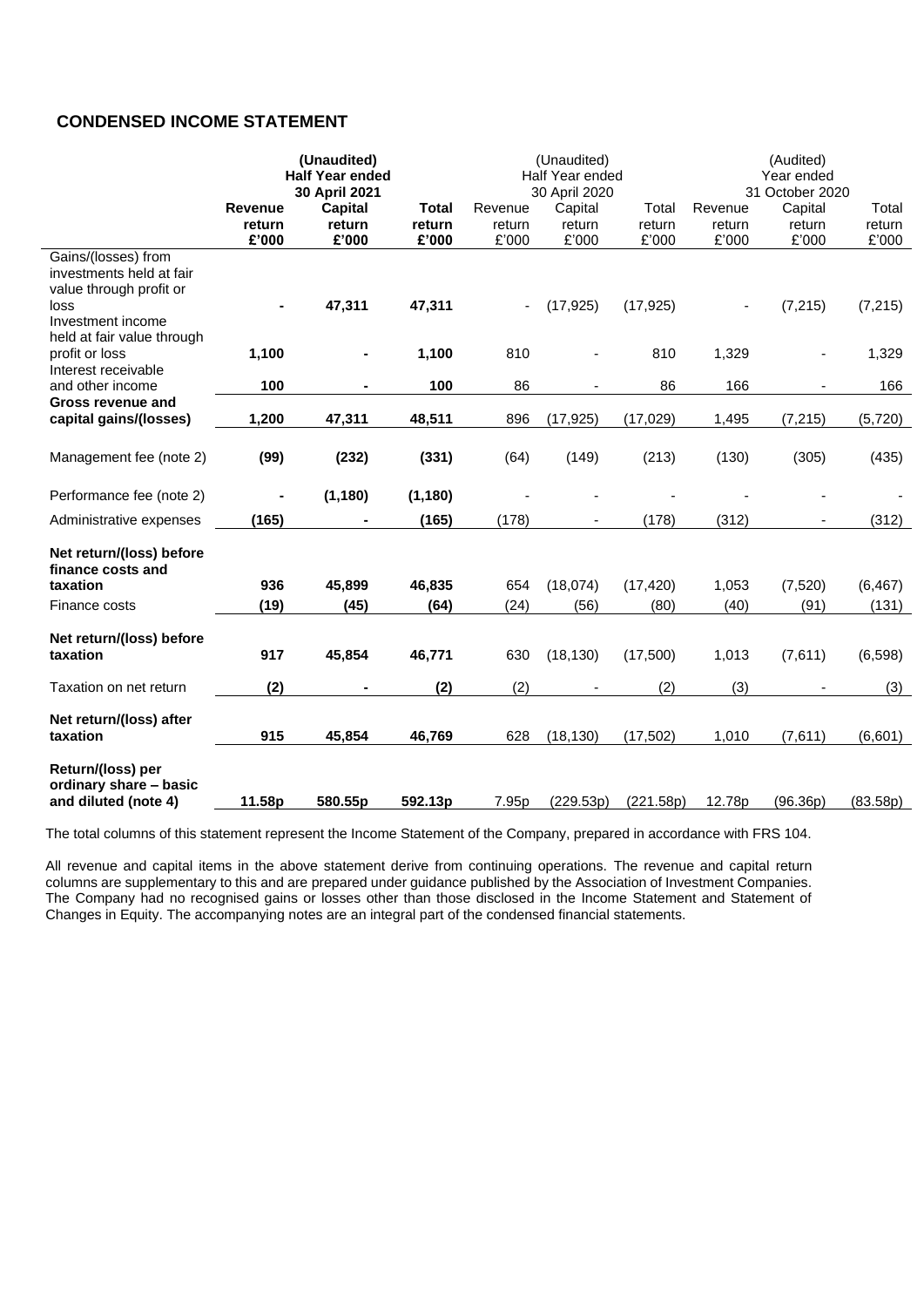## CONDENSED INCOME STATEMENT

| | **(Unaudited) Half Year ended 30 April 2021** | | | (Unaudited) Half Year ended 30 April 2020 | | | (Audited) Year ended 31 October 2020 | | |
|---|---|---|---|---|---|---|---|---|---|
| | **Revenue return £'000** | **Capital return £'000** | **Total return £'000** | Revenue return £'000 | Capital return £'000 | Total return £'000 | Revenue return £'000 | Capital return £'000 | Total return £'000 |
| Gains/(losses) from investments held at fair value through profit or loss | **-** | **47,311** | **47,311** | - | (17,925) | (17,925) | - | (7,215) | (7,215) |
| Investment income held at fair value through profit or loss | **1,100** | **-** | **1,100** | 810 | - | 810 | 1,329 | - | 1,329 |
| Interest receivable and other income | **100** | **-** | **100** | 86 | - | 86 | 166 | - | 166 |
| **Gross revenue and capital gains/(losses)** | **1,200** | **47,311** | **48,511** | 896 | (17,925) | (17,029) | 1,495 | (7,215) | (5,720) |
| Management fee (note 2) | **(99)** | **(232)** | **(331)** | (64) | (149) | (213) | (130) | (305) | (435) |
| Performance fee (note 2) | **-** | **(1,180)** | **(1,180)** | - | - | - | - | - | - |
| Administrative expenses | **(165)** | **-** | **(165)** | (178) | - | (178) | (312) | - | (312) |
| **Net return/(loss) before finance costs and taxation** | **936** | **45,899** | **46,835** | 654 | (18,074) | (17,420) | 1,053 | (7,520) | (6,467) |
| Finance costs | **(19)** | **(45)** | **(64)** | (24) | (56) | (80) | (40) | (91) | (131) |
| **Net return/(loss) before taxation** | **917** | **45,854** | **46,771** | 630 | (18,130) | (17,500) | 1,013 | (7,611) | (6,598) |
| Taxation on net return | **(2)** | **-** | **(2)** | (2) | - | (2) | (3) | - | (3) |
| **Net return/(loss) after taxation** | **915** | **45,854** | **46,769** | 628 | (18,130) | (17,502) | 1,010 | (7,611) | (6,601) |
| **Return/(loss) per ordinary share – basic and diluted (note 4)** | **11.58p** | **580.55p** | **592.13p** | 7.95p | (229.53p) | (221.58p) | 12.78p | (96.36p) | (83.58p) |

The total columns of this statement represent the Income Statement of the Company, prepared in accordance with FRS 104.

All revenue and capital items in the above statement derive from continuing operations. The revenue and capital return columns are supplementary to this and are prepared under guidance published by the Association of Investment Companies. The Company had no recognised gains or losses other than those disclosed in the Income Statement and Statement of Changes in Equity. The accompanying notes are an integral part of the condensed financial statements.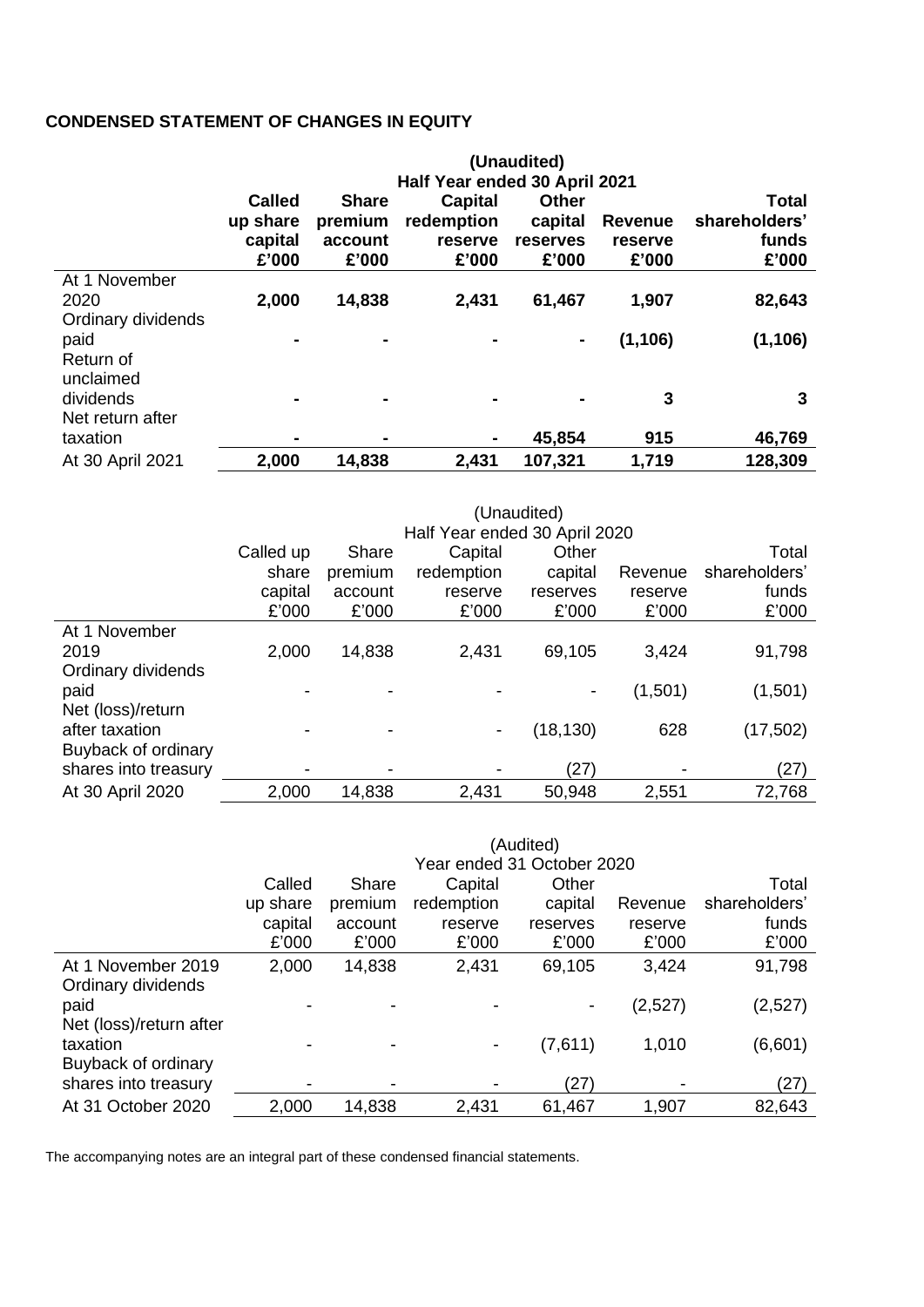**CONDENSED STATEMENT OF CHANGES IN EQUITY**

| | **(Unaudited)** | | | | | |
|---|---|---|---|---|---|---|
| | **Half Year ended 30 April 2021** | | | | | |
| | **Called up share capital £'000** | **Share premium account £'000** | **Capital redemption reserve £'000** | **Other capital reserves £'000** | **Revenue reserve £'000** | **Total shareholders' funds £'000** |
| At 1 November 2020 | **2,000** | **14,838** | **2,431** | **61,467** | **1,907** | **82,643** |
| Ordinary dividends paid | **-** | **-** | **-** | **-** | **(1,106)** | **(1,106)** |
| Return of unclaimed dividends | **-** | **-** | **-** | **-** | **3** | **3** |
| Net return after taxation | **-** | **-** | **-** | **45,854** | **915** | **46,769** |
| At 30 April 2021 | **2,000** | **14,838** | **2,431** | **107,321** | **1,719** | **128,309** |

| | (Unaudited) | | | | | |
|---|---|---|---|---|---|---|
| | Half Year ended 30 April 2020 | | | | | |
| | Called up share capital £'000 | Share premium account £'000 | Capital redemption reserve £'000 | Other capital reserves £'000 | Revenue reserve £'000 | Total shareholders' funds £'000 |
| At 1 November 2019 | 2,000 | 14,838 | 2,431 | 69,105 | 3,424 | 91,798 |
| Ordinary dividends paid | - | - | - | - | (1,501) | (1,501) |
| Net (loss)/return after taxation | - | - | - | (18,130) | 628 | (17,502) |
| Buyback of ordinary shares into treasury | - | - | - | (27) | - | (27) |
| At 30 April 2020 | 2,000 | 14,838 | 2,431 | 50,948 | 2,551 | 72,768 |

| | (Audited) | | | | | |
|---|---|---|---|---|---|---|
| | Year ended 31 October 2020 | | | | | |
| | Called up share capital £'000 | Share premium account £'000 | Capital redemption reserve £'000 | Other capital reserves £'000 | Revenue reserve £'000 | Total shareholders' funds £'000 |
| At 1 November 2019 | 2,000 | 14,838 | 2,431 | 69,105 | 3,424 | 91,798 |
| Ordinary dividends paid | - | - | - | - | (2,527) | (2,527) |
| Net (loss)/return after taxation | - | - | - | (7,611) | 1,010 | (6,601) |
| Buyback of ordinary shares into treasury | - | - | - | (27) | - | (27) |
| At 31 October 2020 | 2,000 | 14,838 | 2,431 | 61,467 | 1,907 | 82,643 |

The accompanying notes are an integral part of these condensed financial statements.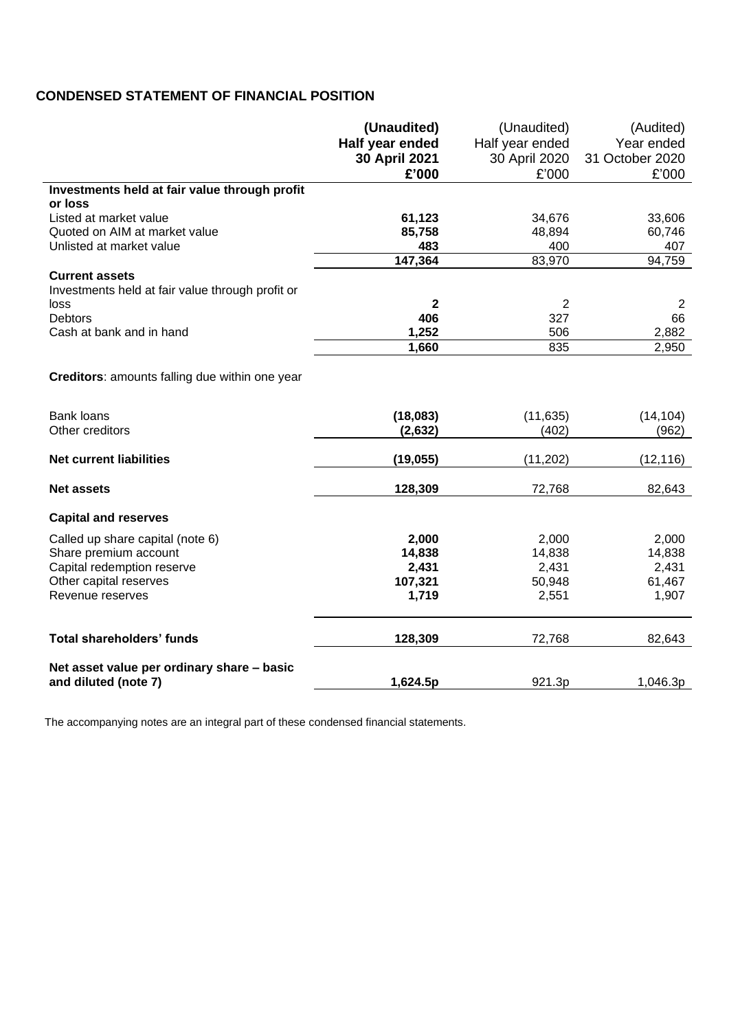## CONDENSED STATEMENT OF FINANCIAL POSITION

| | **(Unaudited) Half year ended 30 April 2021 £'000** | (Unaudited) Half year ended 30 April 2020 £'000 | (Audited) Year ended 31 October 2020 £'000 |
|---|---|---|---|
| **Investments held at fair value through profit or loss** | | | |
| Listed at market value | **61,123** | 34,676 | 33,606 |
| Quoted on AIM at market value | **85,758** | 48,894 | 60,746 |
| Unlisted at market value | **483** | 400 | 407 |
| | **147,364** | 83,970 | 94,759 |
| **Current assets** | | | |
| Investments held at fair value through profit or loss | **2** | 2 | 2 |
| Debtors | **406** | 327 | 66 |
| Cash at bank and in hand | **1,252** | 506 | 2,882 |
| | **1,660** | 835 | 2,950 |
| **Creditors**: amounts falling due within one year | | | |
| Bank loans | **(18,083)** | (11,635) | (14,104) |
| Other creditors | **(2,632)** | (402) | (962) |
| **Net current liabilities** | **(19,055)** | (11,202) | (12,116) |
| **Net assets** | **128,309** | 72,768 | 82,643 |
| **Capital and reserves** | | | |
| Called up share capital (note 6) | **2,000** | 2,000 | 2,000 |
| Share premium account | **14,838** | 14,838 | 14,838 |
| Capital redemption reserve | **2,431** | 2,431 | 2,431 |
| Other capital reserves | **107,321** | 50,948 | 61,467 |
| Revenue reserves | **1,719** | 2,551 | 1,907 |
| **Total shareholders' funds** | **128,309** | 72,768 | 82,643 |
| **Net asset value per ordinary share – basic and diluted (note 7)** | **1,624.5p** | 921.3p | 1,046.3p |

The accompanying notes are an integral part of these condensed financial statements.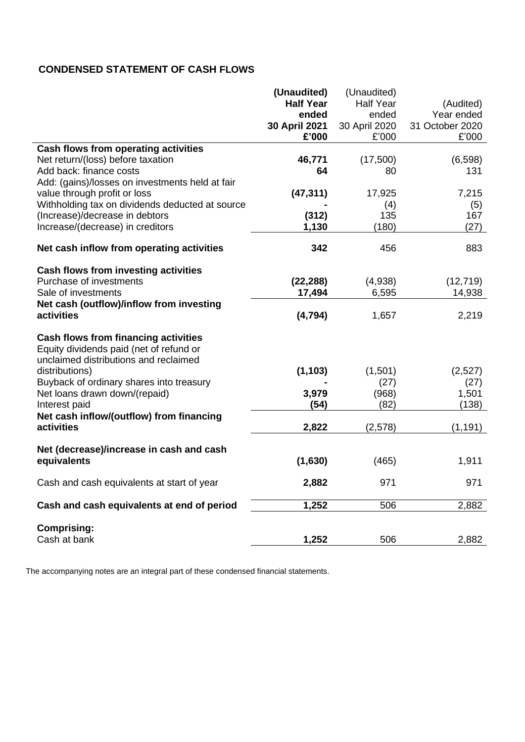## CONDENSED STATEMENT OF CASH FLOWS

| | (Unaudited) Half Year ended 30 April 2021 £'000 | (Unaudited) Half Year ended 30 April 2020 £'000 | (Audited) Year ended 31 October 2020 £'000 |
|---|---|---|---|
| **Cash flows from operating activities** | | | |
| Net return/(loss) before taxation | **46,771** | (17,500) | (6,598) |
| Add back: finance costs | **64** | 80 | 131 |
| Add: (gains)/losses on investments held at fair value through profit or loss | **(47,311)** | 17,925 | 7,215 |
| Withholding tax on dividends deducted at source | **-** | (4) | (5) |
| (Increase)/decrease in debtors | **(312)** | 135 | 167 |
| Increase/(decrease) in creditors | **1,130** | (180) | (27) |
| **Net cash inflow from operating activities** | **342** | 456 | 883 |
| **Cash flows from investing activities** | | | |
| Purchase of investments | **(22,288)** | (4,938) | (12,719) |
| Sale of investments | **17,494** | 6,595 | 14,938 |
| **Net cash (outflow)/inflow from investing activities** | **(4,794)** | 1,657 | 2,219 |
| **Cash flows from financing activities** | | | |
| Equity dividends paid (net of refund or unclaimed distributions and reclaimed distributions) | **(1,103)** | (1,501) | (2,527) |
| Buyback of ordinary shares into treasury | **-** | (27) | (27) |
| Net loans drawn down/(repaid) | **3,979** | (968) | 1,501 |
| Interest paid | **(54)** | (82) | (138) |
| **Net cash inflow/(outflow) from financing activities** | **2,822** | (2,578) | (1,191) |
| **Net (decrease)/increase in cash and cash equivalents** | **(1,630)** | (465) | 1,911 |
| Cash and cash equivalents at start of year | **2,882** | 971 | 971 |
| **Cash and cash equivalents at end of period** | **1,252** | 506 | 2,882 |
| **Comprising:** | | | |
| Cash at bank | **1,252** | 506 | 2,882 |

The accompanying notes are an integral part of these condensed financial statements.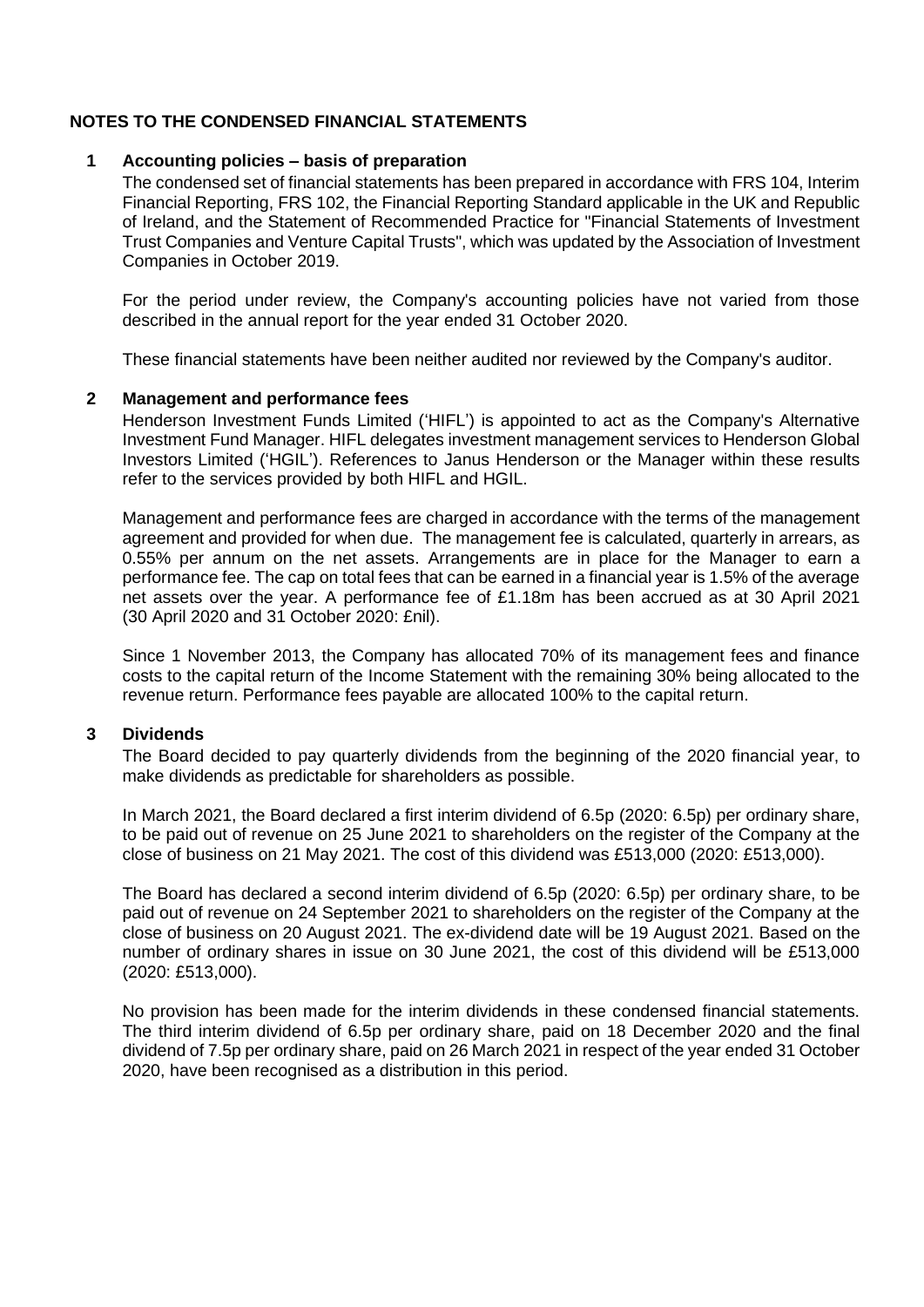# NOTES TO THE CONDENSED FINANCIAL STATEMENTS

## 1 Accounting policies – basis of preparation

The condensed set of financial statements has been prepared in accordance with FRS 104, Interim Financial Reporting, FRS 102, the Financial Reporting Standard applicable in the UK and Republic of Ireland, and the Statement of Recommended Practice for "Financial Statements of Investment Trust Companies and Venture Capital Trusts", which was updated by the Association of Investment Companies in October 2019.

For the period under review, the Company's accounting policies have not varied from those described in the annual report for the year ended 31 October 2020.

These financial statements have been neither audited nor reviewed by the Company's auditor.

## 2 Management and performance fees

Henderson Investment Funds Limited ('HIFL') is appointed to act as the Company's Alternative Investment Fund Manager. HIFL delegates investment management services to Henderson Global Investors Limited ('HGIL'). References to Janus Henderson or the Manager within these results refer to the services provided by both HIFL and HGIL.

Management and performance fees are charged in accordance with the terms of the management agreement and provided for when due. The management fee is calculated, quarterly in arrears, as 0.55% per annum on the net assets. Arrangements are in place for the Manager to earn a performance fee. The cap on total fees that can be earned in a financial year is 1.5% of the average net assets over the year. A performance fee of £1.18m has been accrued as at 30 April 2021 (30 April 2020 and 31 October 2020: £nil).

Since 1 November 2013, the Company has allocated 70% of its management fees and finance costs to the capital return of the Income Statement with the remaining 30% being allocated to the revenue return. Performance fees payable are allocated 100% to the capital return.

## 3 Dividends

The Board decided to pay quarterly dividends from the beginning of the 2020 financial year, to make dividends as predictable for shareholders as possible.

In March 2021, the Board declared a first interim dividend of 6.5p (2020: 6.5p) per ordinary share, to be paid out of revenue on 25 June 2021 to shareholders on the register of the Company at the close of business on 21 May 2021. The cost of this dividend was £513,000 (2020: £513,000).

The Board has declared a second interim dividend of 6.5p (2020: 6.5p) per ordinary share, to be paid out of revenue on 24 September 2021 to shareholders on the register of the Company at the close of business on 20 August 2021. The ex-dividend date will be 19 August 2021. Based on the number of ordinary shares in issue on 30 June 2021, the cost of this dividend will be £513,000 (2020: £513,000).

No provision has been made for the interim dividends in these condensed financial statements. The third interim dividend of 6.5p per ordinary share, paid on 18 December 2020 and the final dividend of 7.5p per ordinary share, paid on 26 March 2021 in respect of the year ended 31 October 2020, have been recognised as a distribution in this period.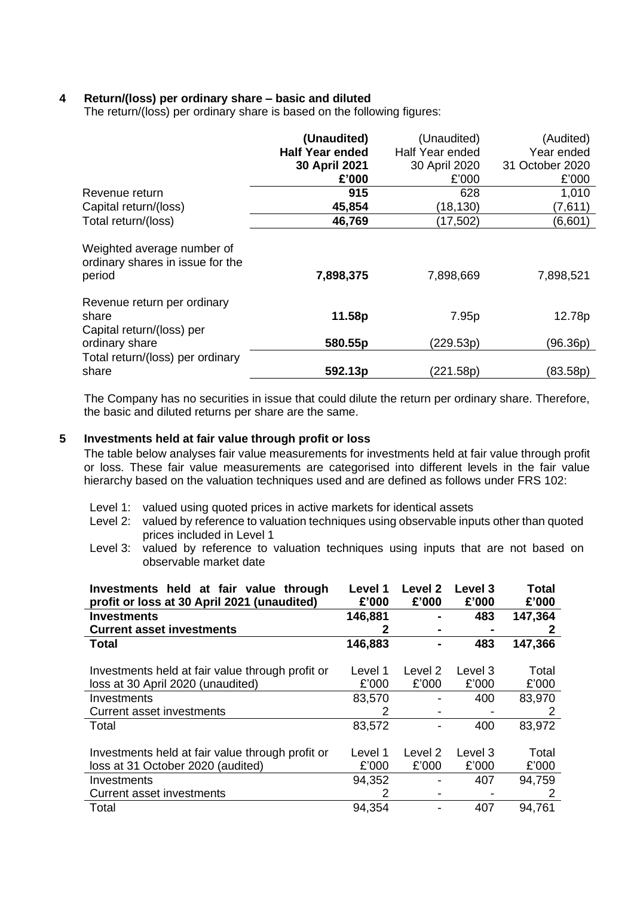## 4 Return/(loss) per ordinary share – basic and diluted

The return/(loss) per ordinary share is based on the following figures:

| | **(Unaudited) Half Year ended 30 April 2021 £'000** | (Unaudited) Half Year ended 30 April 2020 £'000 | (Audited) Year ended 31 October 2020 £'000 |
|---|---|---|---|
| Revenue return | **915** | 628 | 1,010 |
| Capital return/(loss) | **45,854** | (18,130) | (7,611) |
| Total return/(loss) | **46,769** | (17,502) | (6,601) |
| Weighted average number of ordinary shares in issue for the period | **7,898,375** | 7,898,669 | 7,898,521 |
| Revenue return per ordinary share | **11.58p** | 7.95p | 12.78p |
| Capital return/(loss) per ordinary share | **580.55p** | (229.53p) | (96.36p) |
| Total return/(loss) per ordinary share | **592.13p** | (221.58p) | (83.58p) |

The Company has no securities in issue that could dilute the return per ordinary share. Therefore, the basic and diluted returns per share are the same.

## 5 Investments held at fair value through profit or loss

The table below analyses fair value measurements for investments held at fair value through profit or loss. These fair value measurements are categorised into different levels in the fair value hierarchy based on the valuation techniques used and are defined as follows under FRS 102:

Level 1: valued using quoted prices in active markets for identical assets
Level 2: valued by reference to valuation techniques using observable inputs other than quoted prices included in Level 1
Level 3: valued by reference to valuation techniques using inputs that are not based on observable market date

| **Investments held at fair value through profit or loss at 30 April 2021 (unaudited)** | **Level 1 £'000** | **Level 2 £'000** | **Level 3 £'000** | **Total £'000** |
|---|---|---|---|---|
| **Investments** | **146,881** | **-** | **483** | **147,364** |
| **Current asset investments** | **2** | **-** | **-** | **2** |
| **Total** | **146,883** | **-** | **483** | **147,366** |

| Investments held at fair value through profit or loss at 30 April 2020 (unaudited) | Level 1 £'000 | Level 2 £'000 | Level 3 £'000 | Total £'000 |
|---|---|---|---|---|
| Investments | 83,570 | - | 400 | 83,970 |
| Current asset investments | 2 | - | - | 2 |
| Total | 83,572 | - | 400 | 83,972 |

| Investments held at fair value through profit or loss at 31 October 2020 (audited) | Level 1 £'000 | Level 2 £'000 | Level 3 £'000 | Total £'000 |
|---|---|---|---|---|
| Investments | 94,352 | - | 407 | 94,759 |
| Current asset investments | 2 | - | - | 2 |
| Total | 94,354 | - | 407 | 94,761 |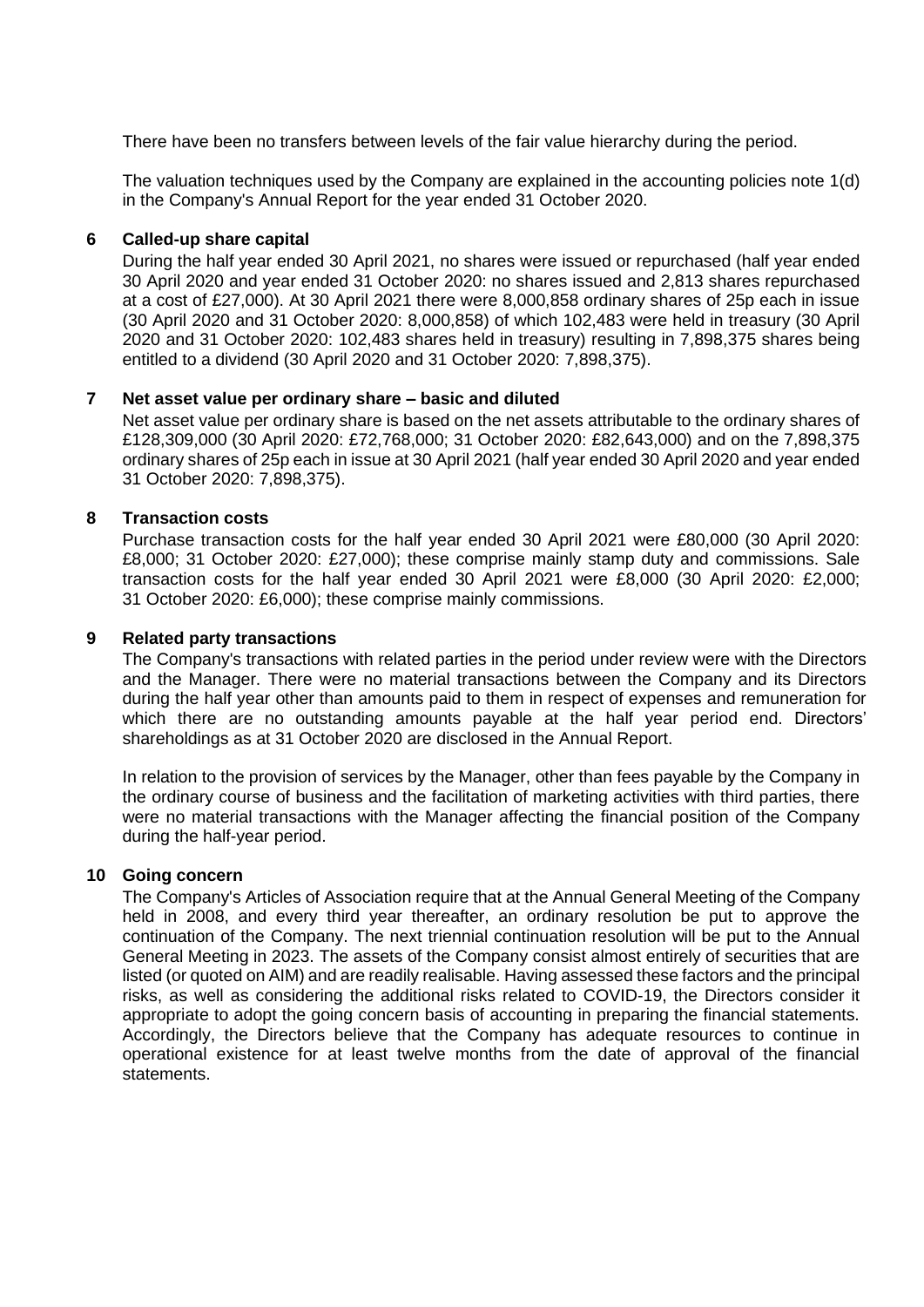There have been no transfers between levels of the fair value hierarchy during the period.

The valuation techniques used by the Company are explained in the accounting policies note 1(d) in the Company's Annual Report for the year ended 31 October 2020.

## 6 Called-up share capital

During the half year ended 30 April 2021, no shares were issued or repurchased (half year ended 30 April 2020 and year ended 31 October 2020: no shares issued and 2,813 shares repurchased at a cost of £27,000). At 30 April 2021 there were 8,000,858 ordinary shares of 25p each in issue (30 April 2020 and 31 October 2020: 8,000,858) of which 102,483 were held in treasury (30 April 2020 and 31 October 2020: 102,483 shares held in treasury) resulting in 7,898,375 shares being entitled to a dividend (30 April 2020 and 31 October 2020: 7,898,375).

## 7 Net asset value per ordinary share – basic and diluted

Net asset value per ordinary share is based on the net assets attributable to the ordinary shares of £128,309,000 (30 April 2020: £72,768,000; 31 October 2020: £82,643,000) and on the 7,898,375 ordinary shares of 25p each in issue at 30 April 2021 (half year ended 30 April 2020 and year ended 31 October 2020: 7,898,375).

## 8 Transaction costs

Purchase transaction costs for the half year ended 30 April 2021 were £80,000 (30 April 2020: £8,000; 31 October 2020: £27,000); these comprise mainly stamp duty and commissions. Sale transaction costs for the half year ended 30 April 2021 were £8,000 (30 April 2020: £2,000; 31 October 2020: £6,000); these comprise mainly commissions.

## 9 Related party transactions

The Company's transactions with related parties in the period under review were with the Directors and the Manager. There were no material transactions between the Company and its Directors during the half year other than amounts paid to them in respect of expenses and remuneration for which there are no outstanding amounts payable at the half year period end. Directors' shareholdings as at 31 October 2020 are disclosed in the Annual Report.

In relation to the provision of services by the Manager, other than fees payable by the Company in the ordinary course of business and the facilitation of marketing activities with third parties, there were no material transactions with the Manager affecting the financial position of the Company during the half-year period.

## 10 Going concern

The Company's Articles of Association require that at the Annual General Meeting of the Company held in 2008, and every third year thereafter, an ordinary resolution be put to approve the continuation of the Company. The next triennial continuation resolution will be put to the Annual General Meeting in 2023. The assets of the Company consist almost entirely of securities that are listed (or quoted on AIM) and are readily realisable. Having assessed these factors and the principal risks, as well as considering the additional risks related to COVID-19, the Directors consider it appropriate to adopt the going concern basis of accounting in preparing the financial statements. Accordingly, the Directors believe that the Company has adequate resources to continue in operational existence for at least twelve months from the date of approval of the financial statements.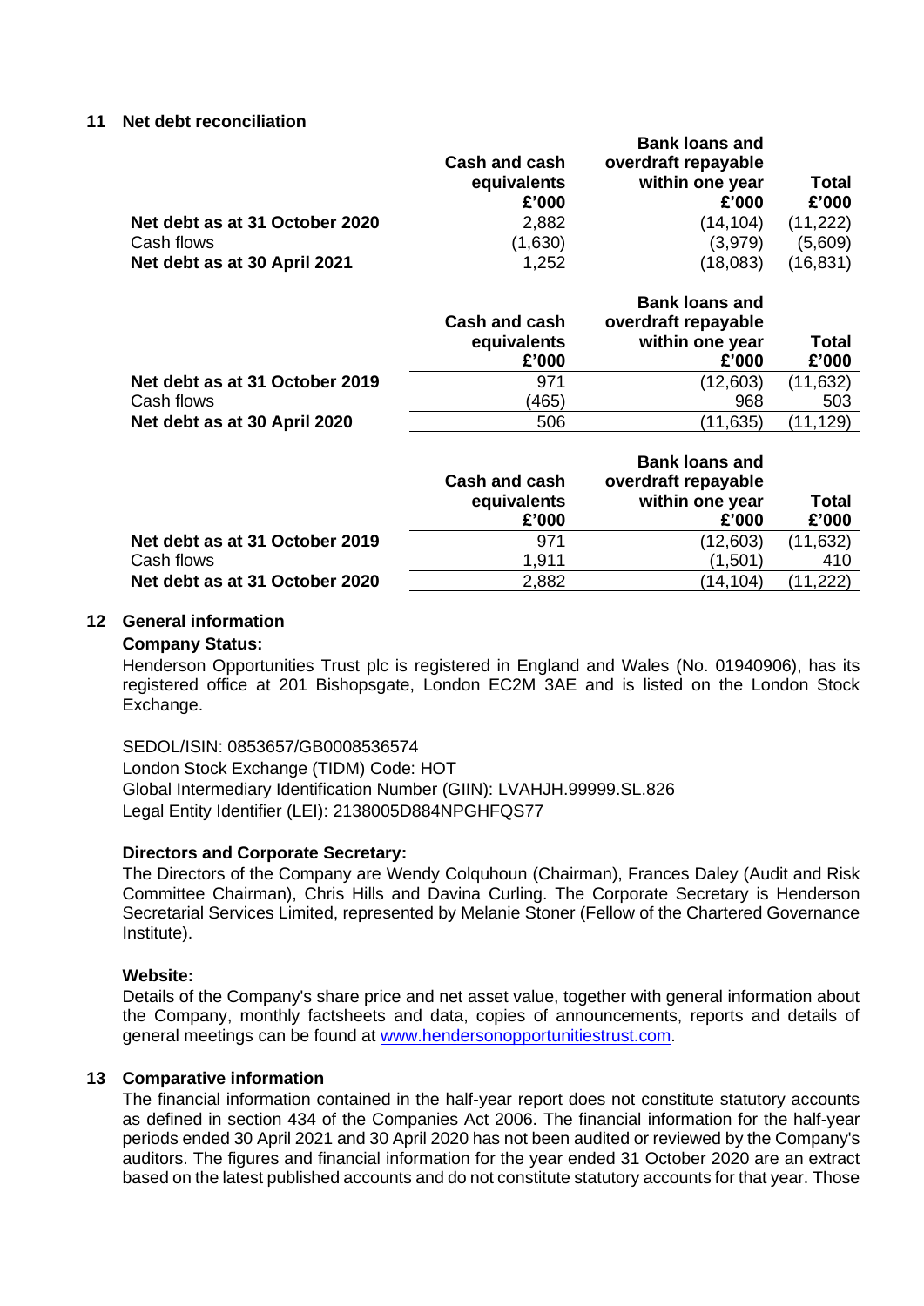## 11 Net debt reconciliation

| | Cash and cash equivalents £'000 | Bank loans and overdraft repayable within one year £'000 | Total £'000 |
|---|---|---|---|
| **Net debt as at 31 October 2020** | 2,882 | (14,104) | (11,222) |
| Cash flows | (1,630) | (3,979) | (5,609) |
| **Net debt as at 30 April 2021** | 1,252 | (18,083) | (16,831) |

| | Cash and cash equivalents £'000 | Bank loans and overdraft repayable within one year £'000 | Total £'000 |
|---|---|---|---|
| **Net debt as at 31 October 2019** | 971 | (12,603) | (11,632) |
| Cash flows | (465) | 968 | 503 |
| **Net debt as at 30 April 2020** | 506 | (11,635) | (11,129) |

| | Cash and cash equivalents £'000 | Bank loans and overdraft repayable within one year £'000 | Total £'000 |
|---|---|---|---|
| **Net debt as at 31 October 2019** | 971 | (12,603) | (11,632) |
| Cash flows | 1,911 | (1,501) | 410 |
| **Net debt as at 31 October 2020** | 2,882 | (14,104) | (11,222) |

## 12 General information

**Company Status:**

Henderson Opportunities Trust plc is registered in England and Wales (No. 01940906), has its registered office at 201 Bishopsgate, London EC2M 3AE and is listed on the London Stock Exchange.

SEDOL/ISIN: 0853657/GB0008536574
London Stock Exchange (TIDM) Code: HOT
Global Intermediary Identification Number (GIIN): LVAHJH.99999.SL.826
Legal Entity Identifier (LEI): 2138005D884NPGHFQS77

**Directors and Corporate Secretary:**

The Directors of the Company are Wendy Colquhoun (Chairman), Frances Daley (Audit and Risk Committee Chairman), Chris Hills and Davina Curling. The Corporate Secretary is Henderson Secretarial Services Limited, represented by Melanie Stoner (Fellow of the Chartered Governance Institute).

**Website:**

Details of the Company's share price and net asset value, together with general information about the Company, monthly factsheets and data, copies of announcements, reports and details of general meetings can be found at www.hendersonopportunitiestrust.com.

## 13 Comparative information

The financial information contained in the half-year report does not constitute statutory accounts as defined in section 434 of the Companies Act 2006. The financial information for the half-year periods ended 30 April 2021 and 30 April 2020 has not been audited or reviewed by the Company's auditors. The figures and financial information for the year ended 31 October 2020 are an extract based on the latest published accounts and do not constitute statutory accounts for that year. Those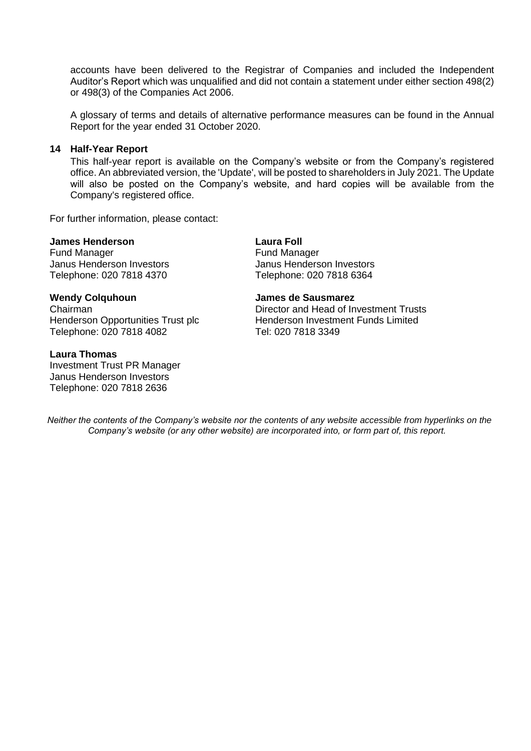accounts have been delivered to the Registrar of Companies and included the Independent Auditor's Report which was unqualified and did not contain a statement under either section 498(2) or 498(3) of the Companies Act 2006.

A glossary of terms and details of alternative performance measures can be found in the Annual Report for the year ended 31 October 2020.

**14 Half-Year Report**

This half-year report is available on the Company's website or from the Company's registered office. An abbreviated version, the 'Update', will be posted to shareholders in July 2021. The Update will also be posted on the Company's website, and hard copies will be available from the Company's registered office.

For further information, please contact:

**James Henderson**
Fund Manager
Janus Henderson Investors
Telephone: 020 7818 4370

**Laura Foll**
Fund Manager
Janus Henderson Investors
Telephone: 020 7818 6364

**Wendy Colquhoun**
Chairman
Henderson Opportunities Trust plc
Telephone: 020 7818 4082

**James de Sausmarez**
Director and Head of Investment Trusts
Henderson Investment Funds Limited
Tel: 020 7818 3349

**Laura Thomas**
Investment Trust PR Manager
Janus Henderson Investors
Telephone: 020 7818 2636

*Neither the contents of the Company's website nor the contents of any website accessible from hyperlinks on the Company's website (or any other website) are incorporated into, or form part of, this report.*